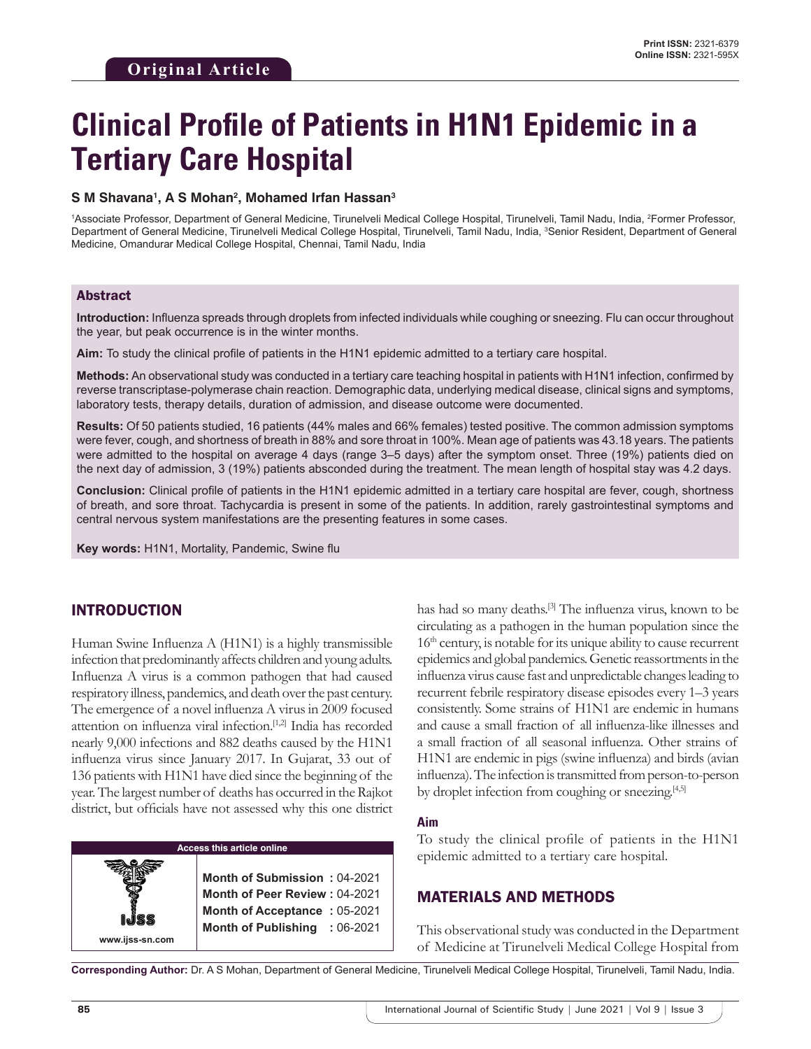Original Article

# Clinical Profile of Patients in H1N1 Epidemic in a Tertiary Care Hospital

**S M Shavana[1], A S Mohan[2], Mohamed Irfan Hassan[3]**

[1]Associate Professor, Department of General Medicine, Tirunelveli Medical College Hospital, Tirunelveli, Tamil Nadu, India, [2]Former Professor, Department of General Medicine, Tirunelveli Medical College Hospital, Tirunelveli, Tamil Nadu, India, [3]Senior Resident, Department of General Medicine, Omandurar Medical College Hospital, Chennai, Tamil Nadu, India

## Abstract

**Introduction:** Influenza spreads through droplets from infected individuals while coughing or sneezing. Flu can occur throughout the year, but peak occurrence is in the winter months.

**Aim:** To study the clinical profile of patients in the H1N1 epidemic admitted to a tertiary care hospital.

**Methods:** An observational study was conducted in a tertiary care teaching hospital in patients with H1N1 infection, confirmed by reverse transcriptase-polymerase chain reaction. Demographic data, underlying medical disease, clinical signs and symptoms, laboratory tests, therapy details, duration of admission, and disease outcome were documented.

**Results:** Of 50 patients studied, 16 patients (44% males and 66% females) tested positive. The common admission symptoms were fever, cough, and shortness of breath in 88% and sore throat in 100%. Mean age of patients was 43.18 years. The patients were admitted to the hospital on average 4 days (range 3–5 days) after the symptom onset. Three (19%) patients died on the next day of admission, 3 (19%) patients absconded during the treatment. The mean length of hospital stay was 4.2 days.

**Conclusion:** Clinical profile of patients in the H1N1 epidemic admitted in a tertiary care hospital are fever, cough, shortness of breath, and sore throat. Tachycardia is present in some of the patients. In addition, rarely gastrointestinal symptoms and central nervous system manifestations are the presenting features in some cases.

**Key words:** H1N1, Mortality, Pandemic, Swine flu

## INTRODUCTION

Human Swine Influenza A (H1N1) is a highly transmissible infection that predominantly affects children and young adults. Influenza A virus is a common pathogen that had caused respiratory illness, pandemics, and death over the past century. The emergence of a novel influenza A virus in 2009 focused attention on influenza viral infection.[1,2] India has recorded nearly 9,000 infections and 882 deaths caused by the H1N1 influenza virus since January 2017. In Gujarat, 33 out of 136 patients with H1N1 have died since the beginning of the year. The largest number of deaths has occurred in the Rajkot district, but officials have not assessed why this one district has had so many deaths.[3] The influenza virus, known to be circulating as a pathogen in the human population since the 16th century, is notable for its unique ability to cause recurrent epidemics and global pandemics. Genetic reassortments in the influenza virus cause fast and unpredictable changes leading to recurrent febrile respiratory disease episodes every 1–3 years consistently. Some strains of H1N1 are endemic in humans and cause a small fraction of all influenza-like illnesses and a small fraction of all seasonal influenza. Other strains of H1N1 are endemic in pigs (swine influenza) and birds (avian influenza). The infection is transmitted from person-to-person by droplet infection from coughing or sneezing.[4,5]

### Aim

To study the clinical profile of patients in the H1N1 epidemic admitted to a tertiary care hospital.

## MATERIALS AND METHODS

This observational study was conducted in the Department of Medicine at Tirunelveli Medical College Hospital from

| Access this article online | |
|---|---|
| www.ijss-sn.com | **Month of Submission :** 04-2021<br>**Month of Peer Review :** 04-2021<br>**Month of Acceptance :** 05-2021<br>**Month of Publishing :** 06-2021 |

**Corresponding Author:** Dr. A S Mohan, Department of General Medicine, Tirunelveli Medical College Hospital, Tirunelveli, Tamil Nadu, India.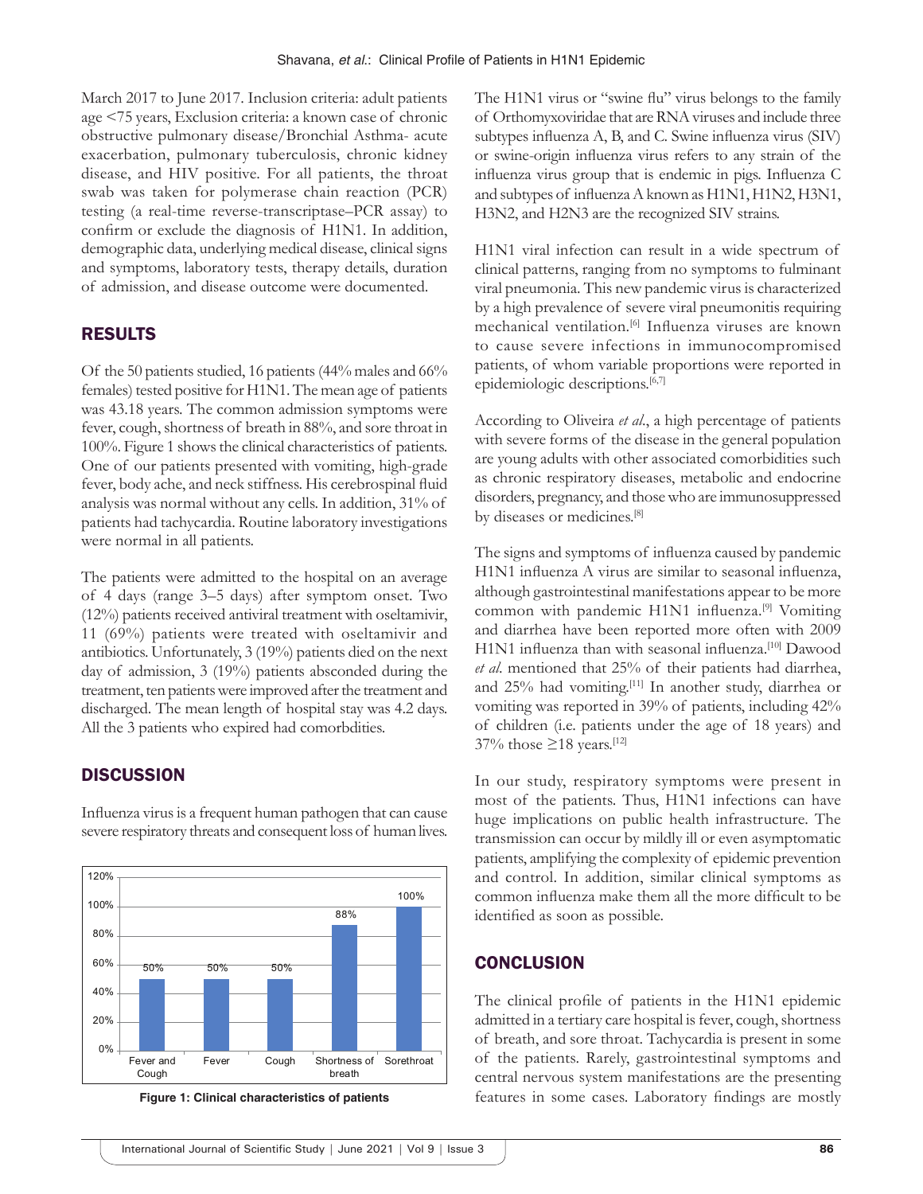March 2017 to June 2017. Inclusion criteria: adult patients age <75 years, Exclusion criteria: a known case of chronic obstructive pulmonary disease/Bronchial Asthma- acute exacerbation, pulmonary tuberculosis, chronic kidney disease, and HIV positive. For all patients, the throat swab was taken for polymerase chain reaction (PCR) testing (a real-time reverse-transcriptase–PCR assay) to confirm or exclude the diagnosis of H1N1. In addition, demographic data, underlying medical disease, clinical signs and symptoms, laboratory tests, therapy details, duration of admission, and disease outcome were documented.

## RESULTS

Of the 50 patients studied, 16 patients (44% males and 66% females) tested positive for H1N1. The mean age of patients was 43.18 years. The common admission symptoms were fever, cough, shortness of breath in 88%, and sore throat in 100%. Figure 1 shows the clinical characteristics of patients. One of our patients presented with vomiting, high-grade fever, body ache, and neck stiffness. His cerebrospinal fluid analysis was normal without any cells. In addition, 31% of patients had tachycardia. Routine laboratory investigations were normal in all patients.

The patients were admitted to the hospital on an average of 4 days (range 3–5 days) after symptom onset. Two (12%) patients received antiviral treatment with oseltamivir, 11 (69%) patients were treated with oseltamivir and antibiotics. Unfortunately, 3 (19%) patients died on the next day of admission, 3 (19%) patients absconded during the treatment, ten patients were improved after the treatment and discharged. The mean length of hospital stay was 4.2 days. All the 3 patients who expired had comorbdities.

## DISCUSSION

Influenza virus is a frequent human pathogen that can cause severe respiratory threats and consequent loss of human lives.

| Characteristic | Percentage |
|---|---|
| Fever and Cough | 50% |
| Fever | 50% |
| Cough | 50% |
| Shortness of breath | 88% |
| Sorethroat | 100% |

Figure 1: Clinical characteristics of patients

The H1N1 virus or "swine flu" virus belongs to the family of Orthomyxoviridae that are RNA viruses and include three subtypes influenza A, B, and C. Swine influenza virus (SIV) or swine-origin influenza virus refers to any strain of the influenza virus group that is endemic in pigs. Influenza C and subtypes of influenza A known as H1N1, H1N2, H3N1, H3N2, and H2N3 are the recognized SIV strains.

H1N1 viral infection can result in a wide spectrum of clinical patterns, ranging from no symptoms to fulminant viral pneumonia. This new pandemic virus is characterized by a high prevalence of severe viral pneumonitis requiring mechanical ventilation.[6] Influenza viruses are known to cause severe infections in immunocompromised patients, of whom variable proportions were reported in epidemiologic descriptions.[6,7]

According to Oliveira *et al*., a high percentage of patients with severe forms of the disease in the general population are young adults with other associated comorbidities such as chronic respiratory diseases, metabolic and endocrine disorders, pregnancy, and those who are immunosuppressed by diseases or medicines.[8]

The signs and symptoms of influenza caused by pandemic H1N1 influenza A virus are similar to seasonal influenza, although gastrointestinal manifestations appear to be more common with pandemic H1N1 influenza.[9] Vomiting and diarrhea have been reported more often with 2009 H1N1 influenza than with seasonal influenza.[10] Dawood *et al*. mentioned that 25% of their patients had diarrhea, and 25% had vomiting.[11] In another study, diarrhea or vomiting was reported in 39% of patients, including 42% of children (i.e. patients under the age of 18 years) and 37% those ≥18 years.[12]

In our study, respiratory symptoms were present in most of the patients. Thus, H1N1 infections can have huge implications on public health infrastructure. The transmission can occur by mildly ill or even asymptomatic patients, amplifying the complexity of epidemic prevention and control. In addition, similar clinical symptoms as common influenza make them all the more difficult to be identified as soon as possible.

## CONCLUSION

The clinical profile of patients in the H1N1 epidemic admitted in a tertiary care hospital is fever, cough, shortness of breath, and sore throat. Tachycardia is present in some of the patients. Rarely, gastrointestinal symptoms and central nervous system manifestations are the presenting features in some cases. Laboratory findings are mostly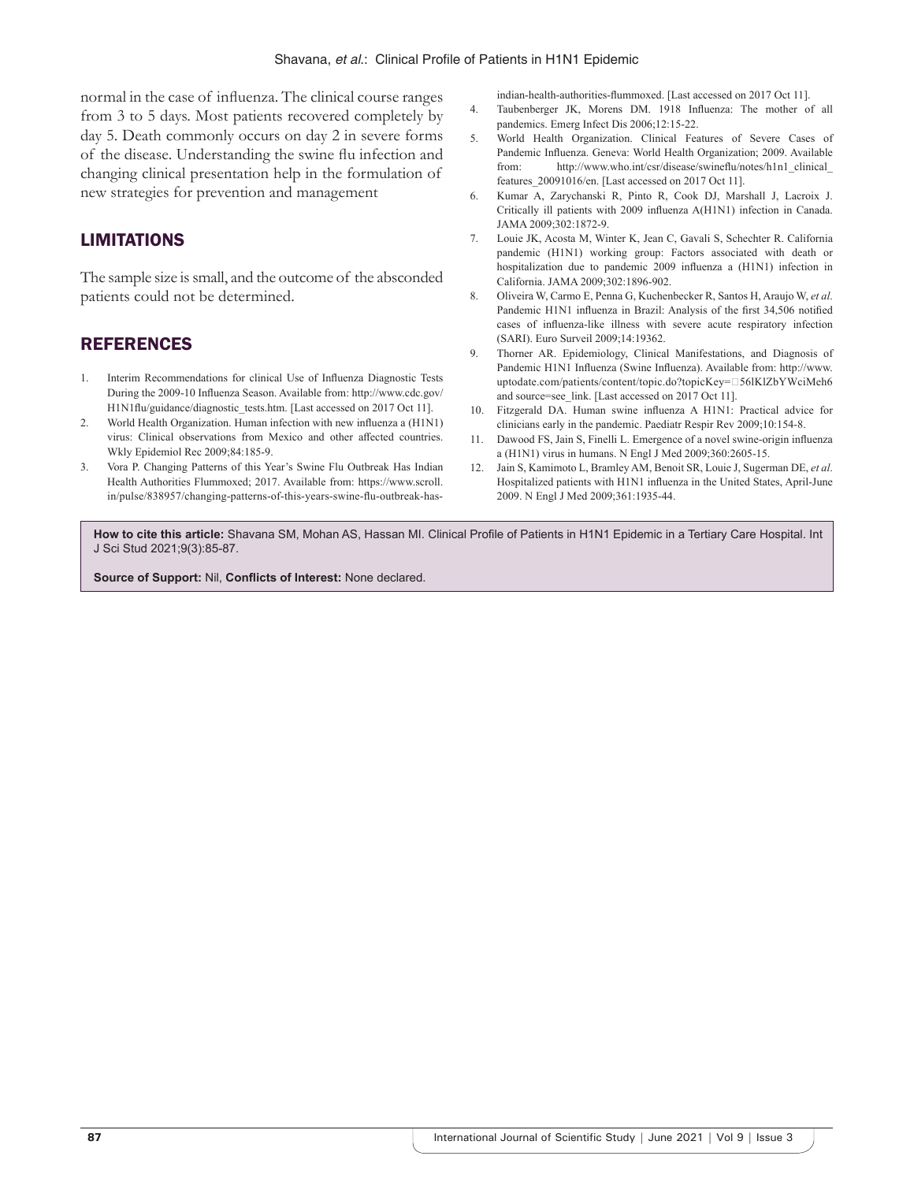normal in the case of influenza. The clinical course ranges from 3 to 5 days. Most patients recovered completely by day 5. Death commonly occurs on day 2 in severe forms of the disease. Understanding the swine flu infection and changing clinical presentation help in the formulation of new strategies for prevention and management

## LIMITATIONS

The sample size is small, and the outcome of the absconded patients could not be determined.

## REFERENCES

1. Interim Recommendations for clinical Use of Influenza Diagnostic Tests During the 2009-10 Influenza Season. Available from: http://www.cdc.gov/H1N1flu/guidance/diagnostic_tests.htm. [Last accessed on 2017 Oct 11].
2. World Health Organization. Human infection with new influenza a (H1N1) virus: Clinical observations from Mexico and other affected countries. Wkly Epidemiol Rec 2009;84:185-9.
3. Vora P. Changing Patterns of this Year's Swine Flu Outbreak Has Indian Health Authorities Flummoxed; 2017. Available from: https://www.scroll.in/pulse/838957/changing-patterns-of-this-years-swine-flu-outbreak-has-indian-health-authorities-flummoxed. [Last accessed on 2017 Oct 11].
4. Taubenberger JK, Morens DM. 1918 Influenza: The mother of all pandemics. Emerg Infect Dis 2006;12:15-22.
5. World Health Organization. Clinical Features of Severe Cases of Pandemic Influenza. Geneva: World Health Organization; 2009. Available from: http://www.who.int/csr/disease/swineflu/notes/h1n1_clinical_features_20091016/en. [Last accessed on 2017 Oct 11].
6. Kumar A, Zarychanski R, Pinto R, Cook DJ, Marshall J, Lacroix J. Critically ill patients with 2009 influenza A(H1N1) infection in Canada. JAMA 2009;302:1872-9.
7. Louie JK, Acosta M, Winter K, Jean C, Gavali S, Schechter R. California pandemic (H1N1) working group: Factors associated with death or hospitalization due to pandemic 2009 influenza a (H1N1) infection in California. JAMA 2009;302:1896-902.
8. Oliveira W, Carmo E, Penna G, Kuchenbecker R, Santos H, Araujo W, *et al*. Pandemic H1N1 influenza in Brazil: Analysis of the first 34,506 notified cases of influenza-like illness with severe acute respiratory infection (SARI). Euro Surveil 2009;14:19362.
9. Thorner AR. Epidemiology, Clinical Manifestations, and Diagnosis of Pandemic H1N1 Influenza (Swine Influenza). Available from: http://www.uptodate.com/patients/content/topic.do?topicKey=□56lKlZbYWciMeh6 and source=see_link. [Last accessed on 2017 Oct 11].
10. Fitzgerald DA. Human swine influenza A H1N1: Practical advice for clinicians early in the pandemic. Paediatr Respir Rev 2009;10:154-8.
11. Dawood FS, Jain S, Finelli L. Emergence of a novel swine-origin influenza a (H1N1) virus in humans. N Engl J Med 2009;360:2605-15.
12. Jain S, Kamimoto L, Bramley AM, Benoit SR, Louie J, Sugerman DE, *et al*. Hospitalized patients with H1N1 influenza in the United States, April-June 2009. N Engl J Med 2009;361:1935-44.

**How to cite this article:** Shavana SM, Mohan AS, Hassan MI. Clinical Profile of Patients in H1N1 Epidemic in a Tertiary Care Hospital. Int J Sci Stud 2021;9(3):85-87.

**Source of Support:** Nil, **Conflicts of Interest:** None declared.